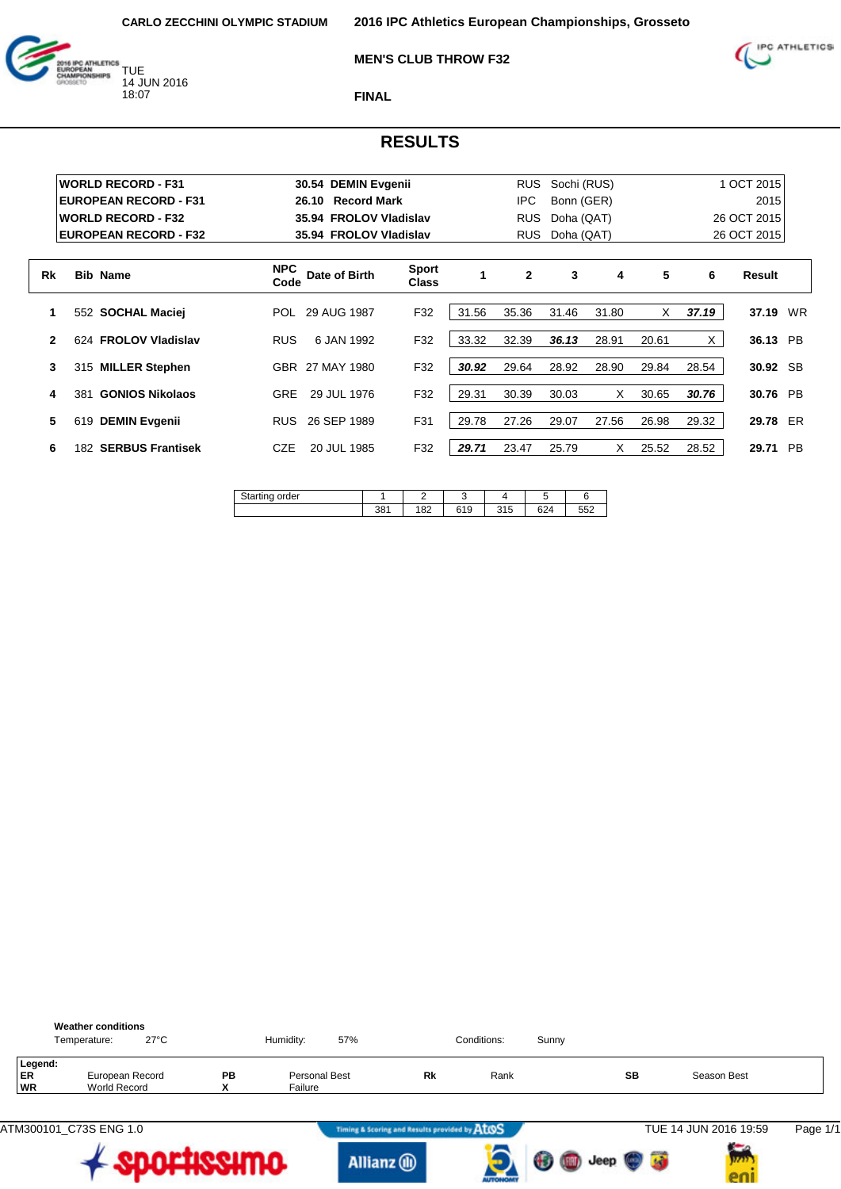CARLO ZECCHINI OLYMPIC STADIUM

# 2016 IPC Athletics European Championships, Grosseto

TUE 14 JUN 2016 18:07

**MEN'S CLUB THROW F32**

**FINAL**

## RESULTS

| | | | | |
|---|---|---|---|---|
| **WORLD RECORD - F31** | **30.54 DEMIN Evgenii** | RUS | Sochi (RUS) | 1 OCT 2015 |
| **EUROPEAN RECORD - F31** | **26.10 Record Mark** | IPC | Bonn (GER) | 2015 |
| **WORLD RECORD - F32** | **35.94 FROLOV Vladislav** | RUS | Doha (QAT) | 26 OCT 2015 |
| **EUROPEAN RECORD - F32** | **35.94 FROLOV Vladislav** | RUS | Doha (QAT) | 26 OCT 2015 |

| Rk | Bib | Name | NPC Code | Date of Birth | Sport Class | 1 | 2 | 3 | 4 | 5 | 6 | Result | |
|---|---|---|---|---|---|---|---|---|---|---|---|---|---|
| 1 | 552 | **SOCHAL Maciej** | POL | 29 AUG 1987 | F32 | 31.56 | 35.36 | 31.46 | 31.80 | X | ***37.19*** | **37.19** | WR |
| 2 | 624 | **FROLOV Vladislav** | RUS | 6 JAN 1992 | F32 | 33.32 | 32.39 | ***36.13*** | 28.91 | 20.61 | X | **36.13** | PB |
| 3 | 315 | **MILLER Stephen** | GBR | 27 MAY 1980 | F32 | ***30.92*** | 29.64 | 28.92 | 28.90 | 29.84 | 28.54 | **30.92** | SB |
| 4 | 381 | **GONIOS Nikolaos** | GRE | 29 JUL 1976 | F32 | 29.31 | 30.39 | 30.03 | X | 30.65 | ***30.76*** | **30.76** | PB |
| 5 | 619 | **DEMIN Evgenii** | RUS | 26 SEP 1989 | F31 | 29.78 | 27.26 | 29.07 | 27.56 | 26.98 | 29.32 | **29.78** | ER |
| 6 | 182 | **SERBUS Frantisek** | CZE | 20 JUL 1985 | F32 | ***29.71*** | 23.47 | 25.79 | X | 25.52 | 28.52 | **29.71** | PB |

| Starting order | 1 | 2 | 3 | 4 | 5 | 6 |
|---|---|---|---|---|---|---|
| | 381 | 182 | 619 | 315 | 624 | 552 |

**Weather conditions**

Temperature: 27°C | Humidity: 57% | Conditions: Sunny

**Legend:**

| | | | | | | | |
|---|---|---|---|---|---|---|---|
| **ER** | European Record | **PB** | Personal Best | **Rk** | Rank | **SB** | Season Best |
| **WR** | World Record | **X** | Failure | | | | |

ATM300101_C73S ENG 1.0 — TUE 14 JUN 2016 19:59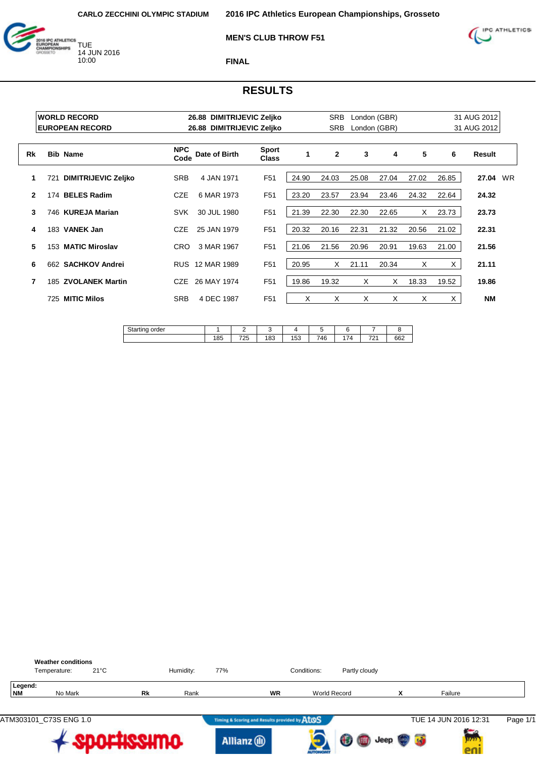CARLO ZECCHINI OLYMPIC STADIUM

TUE 14 JUN 2016 10:00

# 2016 IPC Athletics European Championships, Grosseto

## MEN'S CLUB THROW F51

### FINAL

## RESULTS

| | | | | |
|---|---|---|---|---|
| **WORLD RECORD** | **26.88 DIMITRIJEVIC Zeljko** | SRB | London (GBR) | 31 AUG 2012 |
| **EUROPEAN RECORD** | **26.88 DIMITRIJEVIC Zeljko** | SRB | London (GBR) | 31 AUG 2012 |

| Rk | Bib | Name | NPC Code | Date of Birth | Sport Class | 1 | 2 | 3 | 4 | 5 | 6 | Result | |
|---|---|---|---|---|---|---|---|---|---|---|---|---|---|
| 1 | 721 | **DIMITRIJEVIC Zeljko** | SRB | 4 JAN 1971 | F51 | 24.90 | 24.03 | 25.08 | 27.04 | 27.02 | 26.85 | **27.04** | WR |
| 2 | 174 | **BELES Radim** | CZE | 6 MAR 1973 | F51 | 23.20 | 23.57 | 23.94 | 23.46 | 24.32 | 22.64 | **24.32** | |
| 3 | 746 | **KUREJA Marian** | SVK | 30 JUL 1980 | F51 | 21.39 | 22.30 | 22.30 | 22.65 | X | 23.73 | **23.73** | |
| 4 | 183 | **VANEK Jan** | CZE | 25 JAN 1979 | F51 | 20.32 | 20.16 | 22.31 | 21.32 | 20.56 | 21.02 | **22.31** | |
| 5 | 153 | **MATIC Miroslav** | CRO | 3 MAR 1967 | F51 | 21.06 | 21.56 | 20.96 | 20.91 | 19.63 | 21.00 | **21.56** | |
| 6 | 662 | **SACHKOV Andrei** | RUS | 12 MAR 1989 | F51 | 20.95 | X | 21.11 | 20.34 | X | X | **21.11** | |
| 7 | 185 | **ZVOLANEK Martin** | CZE | 26 MAY 1974 | F51 | 19.86 | 19.32 | X | X | 18.33 | 19.52 | **19.86** | |
| | 725 | **MITIC Milos** | SRB | 4 DEC 1987 | F51 | X | X | X | X | X | X | **NM** | |

| Starting order | 1 | 2 | 3 | 4 | 5 | 6 | 7 | 8 |
|---|---|---|---|---|---|---|---|---|
| | 185 | 725 | 183 | 153 | 746 | 174 | 721 | 662 |

**Weather conditions**

Temperature: 21°C Humidity: 77% Conditions: Partly cloudy

**Legend:**

| | | | | | | | |
|---|---|---|---|---|---|---|---|
| **NM** | No Mark | **Rk** | Rank | **WR** | World Record | **X** | Failure |

ATM303101_C73S ENG 1.0 — TUE 14 JUN 2016 12:31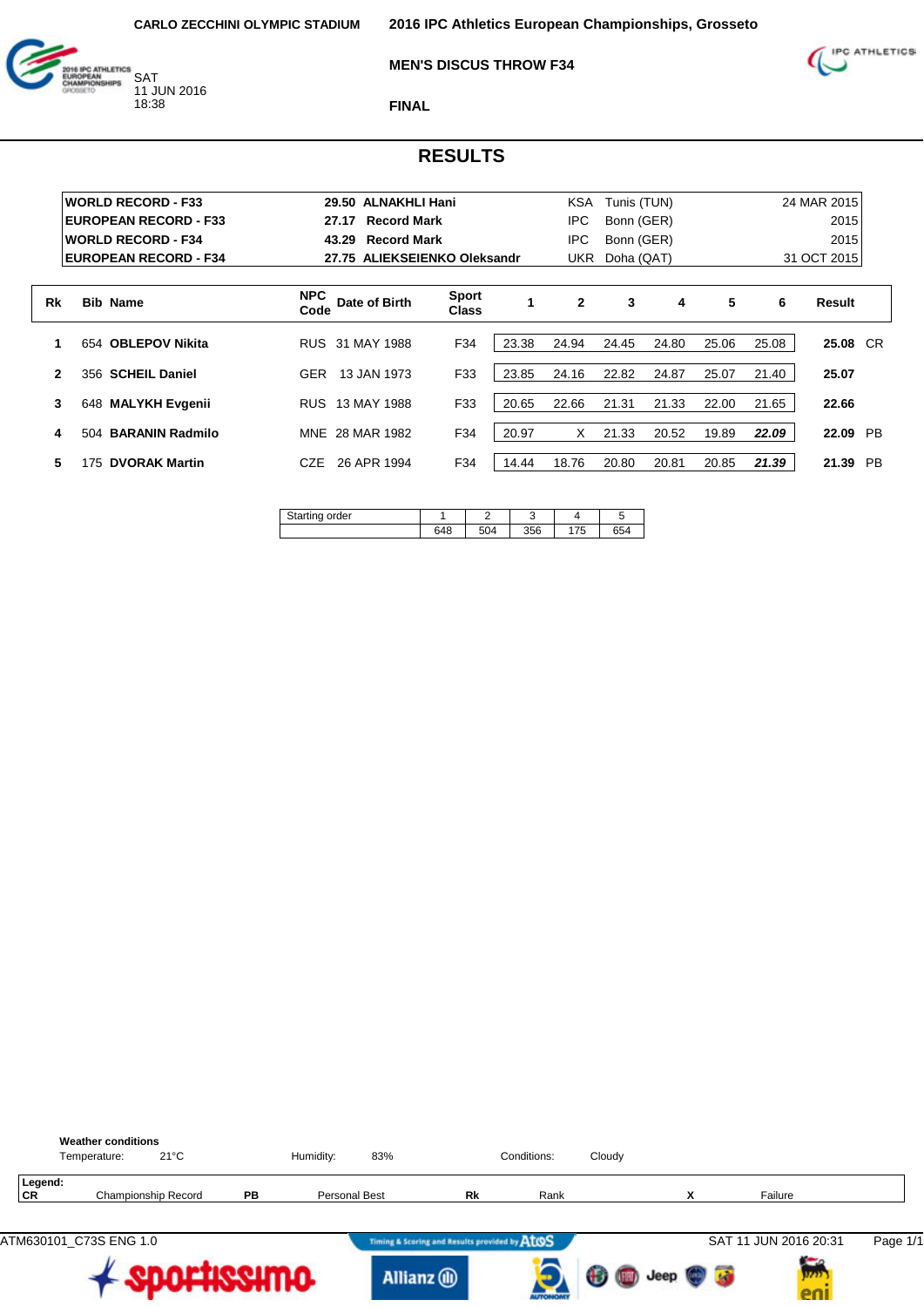CARLO ZECCHINI OLYMPIC STADIUM

SAT 11 JUN 2016 18:38

# 2016 IPC Athletics European Championships, Grosseto

## MEN'S DISCUS THROW F34

### FINAL

## RESULTS

| | | | | |
|---|---|---|---|---|
| **WORLD RECORD - F33** | **29.50 ALNAKHLI Hani** | KSA | Tunis (TUN) | 24 MAR 2015 |
| **EUROPEAN RECORD - F33** | **27.17 Record Mark** | IPC | Bonn (GER) | 2015 |
| **WORLD RECORD - F34** | **43.29 Record Mark** | IPC | Bonn (GER) | 2015 |
| **EUROPEAN RECORD - F34** | **27.75 ALIEKSEIENKO Oleksandr** | UKR | Doha (QAT) | 31 OCT 2015 |

| Rk | Bib | Name | NPC Code | Date of Birth | Sport Class | 1 | 2 | 3 | 4 | 5 | 6 | Result | |
|---|---|---|---|---|---|---|---|---|---|---|---|---|---|
| 1 | 654 | **OBLEPOV Nikita** | RUS | 31 MAY 1988 | F34 | 23.38 | 24.94 | 24.45 | 24.80 | 25.06 | 25.08 | **25.08** | CR |
| 2 | 356 | **SCHEIL Daniel** | GER | 13 JAN 1973 | F33 | 23.85 | 24.16 | 22.82 | 24.87 | 25.07 | 21.40 | **25.07** | |
| 3 | 648 | **MALYKH Evgenii** | RUS | 13 MAY 1988 | F33 | 20.65 | 22.66 | 21.31 | 21.33 | 22.00 | 21.65 | **22.66** | |
| 4 | 504 | **BARANIN Radmilo** | MNE | 28 MAR 1982 | F34 | 20.97 | X | 21.33 | 20.52 | 19.89 | ***22.09*** | **22.09** | PB |
| 5 | 175 | **DVORAK Martin** | CZE | 26 APR 1994 | F34 | 14.44 | 18.76 | 20.80 | 20.81 | 20.85 | ***21.39*** | **21.39** | PB |

| Starting order | 1 | 2 | 3 | 4 | 5 |
|---|---|---|---|---|---|
| | 648 | 504 | 356 | 175 | 654 |

**Weather conditions**

Temperature: 21°C | Humidity: 83% | Conditions: Cloudy

**Legend:**

| | | | | | | | |
|---|---|---|---|---|---|---|---|
| **CR** | Championship Record | **PB** | Personal Best | **Rk** | Rank | **X** | Failure |

ATM630101_C73S ENG 1.0 — SAT 11 JUN 2016 20:31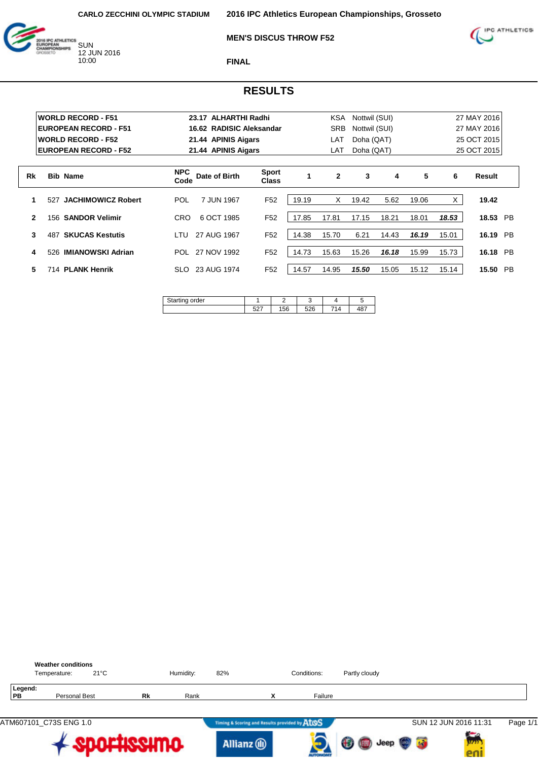**CARLO ZECCHINI OLYMPIC STADIUM**

SUN
12 JUN 2016
10:00

**2016 IPC Athletics European Championships, Grosseto**

**MEN'S DISCUS THROW F52**

**FINAL**

## RESULTS

| | | | | |
|---|---|---|---|---|
| **WORLD RECORD - F51** | **23.17 ALHARTHI Radhi** | KSA | Nottwil (SUI) | 27 MAY 2016 |
| **EUROPEAN RECORD - F51** | **16.62 RADISIC Aleksandar** | SRB | Nottwil (SUI) | 27 MAY 2016 |
| **WORLD RECORD - F52** | **21.44 APINIS Aigars** | LAT | Doha (QAT) | 25 OCT 2015 |
| **EUROPEAN RECORD - F52** | **21.44 APINIS Aigars** | LAT | Doha (QAT) | 25 OCT 2015 |

| Rk | Bib | Name | NPC Code | Date of Birth | Sport Class | 1 | 2 | 3 | 4 | 5 | 6 | Result | |
|---|---|---|---|---|---|---|---|---|---|---|---|---|---|
| 1 | 527 | **JACHIMOWICZ Robert** | POL | 7 JUN 1967 | F52 | 19.19 | X | 19.42 | 5.62 | 19.06 | X | **19.42** | |
| 2 | 156 | **SANDOR Velimir** | CRO | 6 OCT 1985 | F52 | 17.85 | 17.81 | 17.15 | 18.21 | 18.01 | ***18.53*** | **18.53** | PB |
| 3 | 487 | **SKUCAS Kestutis** | LTU | 27 AUG 1967 | F52 | 14.38 | 15.70 | 6.21 | 14.43 | ***16.19*** | 15.01 | **16.19** | PB |
| 4 | 526 | **IMIANOWSKI Adrian** | POL | 27 NOV 1992 | F52 | 14.73 | 15.63 | 15.26 | ***16.18*** | 15.99 | 15.73 | **16.18** | PB |
| 5 | 714 | **PLANK Henrik** | SLO | 23 AUG 1974 | F52 | 14.57 | 14.95 | ***15.50*** | 15.05 | 15.12 | 15.14 | **15.50** | PB |

| Starting order | 1 | 2 | 3 | 4 | 5 |
|---|---|---|---|---|---|
| | 527 | 156 | 526 | 714 | 487 |

**Weather conditions**

Temperature: 21°C  Humidity: 82%  Conditions: Partly cloudy

**Legend:**

| | | | | | |
|---|---|---|---|---|---|
| **PB** | Personal Best | **Rk** | Rank | **X** | Failure |

ATM607101_C73S ENG 1.0

SUN 12 JUN 2016 11:31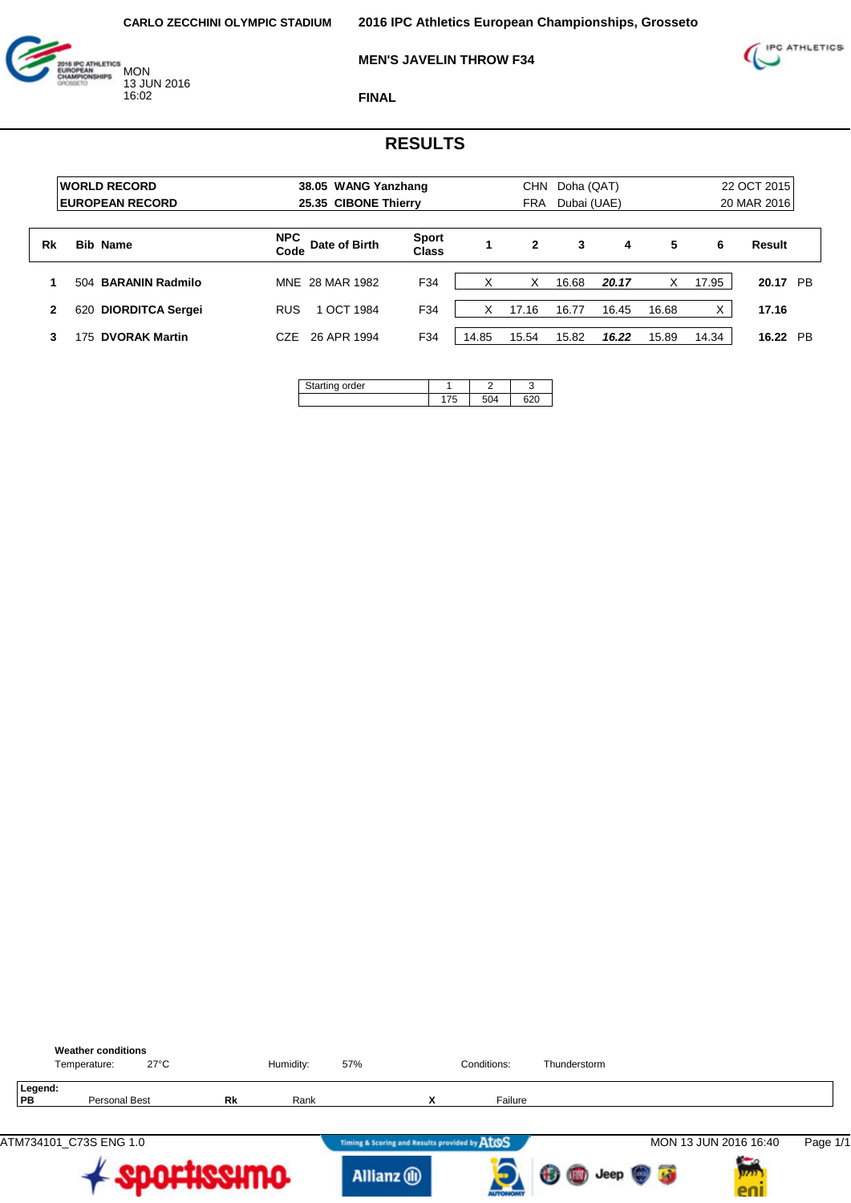CARLO ZECCHINI OLYMPIC STADIUM

MON
13 JUN 2016
16:02

# 2016 IPC Athletics European Championships, Grosseto

## MEN'S JAVELIN THROW F34

## FINAL

## RESULTS

| | | | | |
|---|---|---|---|---|
| **WORLD RECORD** | **38.05 WANG Yanzhang** | CHN | Doha (QAT) | 22 OCT 2015 |
| **EUROPEAN RECORD** | **25.35 CIBONE Thierry** | FRA | Dubai (UAE) | 20 MAR 2016 |

| Rk | Bib | Name | NPC Code | Date of Birth | Sport Class | 1 | 2 | 3 | 4 | 5 | 6 | Result | |
|---|---|---|---|---|---|---|---|---|---|---|---|---|---|
| 1 | 504 | **BARANIN Radmilo** | MNE | 28 MAR 1982 | F34 | X | X | 16.68 | ***20.17*** | X | 17.95 | **20.17** | PB |
| 2 | 620 | **DIORDITCA Sergei** | RUS | 1 OCT 1984 | F34 | X | 17.16 | 16.77 | 16.45 | 16.68 | X | **17.16** | |
| 3 | 175 | **DVORAK Martin** | CZE | 26 APR 1994 | F34 | 14.85 | 15.54 | 15.82 | ***16.22*** | 15.89 | 14.34 | **16.22** | PB |

| Starting order | 1 | 2 | 3 |
|---|---|---|---|
| | 175 | 504 | 620 |

**Weather conditions**

Temperature: 27°C | Humidity: 57% | Conditions: Thunderstorm

**Legend:**

| | | | | | |
|---|---|---|---|---|---|
| **PB** | Personal Best | **Rk** | Rank | **X** | Failure |

ATM734101_C73S ENG 1.0 | MON 13 JUN 2016 16:40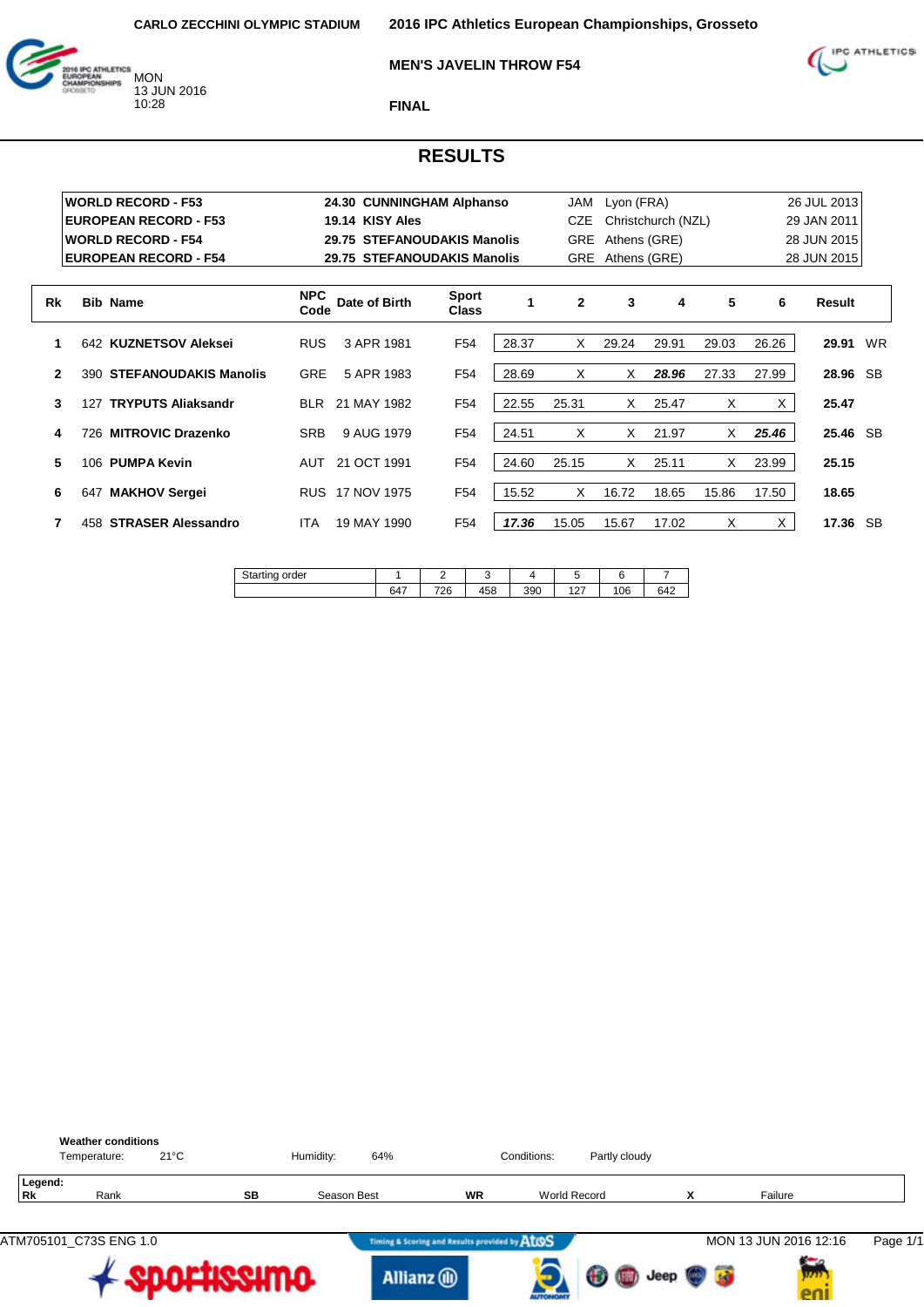CARLO ZECCHINI OLYMPIC STADIUM

MON
13 JUN 2016
10:28

**2016 IPC Athletics European Championships, Grosseto**

**MEN'S JAVELIN THROW F54**

**FINAL**

# RESULTS

| | | | | |
|---|---|---|---|---|
| **WORLD RECORD - F53** | **24.30 CUNNINGHAM Alphanso** | JAM | Lyon (FRA) | 26 JUL 2013 |
| **EUROPEAN RECORD - F53** | **19.14 KISY Ales** | CZE | Christchurch (NZL) | 29 JAN 2011 |
| **WORLD RECORD - F54** | **29.75 STEFANOUDAKIS Manolis** | GRE | Athens (GRE) | 28 JUN 2015 |
| **EUROPEAN RECORD - F54** | **29.75 STEFANOUDAKIS Manolis** | GRE | Athens (GRE) | 28 JUN 2015 |

| Rk | Bib | Name | NPC Code | Date of Birth | Sport Class | 1 | 2 | 3 | 4 | 5 | 6 | Result | |
|---|---|---|---|---|---|---|---|---|---|---|---|---|---|
| 1 | 642 | **KUZNETSOV Aleksei** | RUS | 3 APR 1981 | F54 | 28.37 | X | 29.24 | 29.91 | 29.03 | 26.26 | **29.91** | WR |
| 2 | 390 | **STEFANOUDAKIS Manolis** | GRE | 5 APR 1983 | F54 | 28.69 | X | X | ***28.96*** | 27.33 | 27.99 | **28.96** | SB |
| 3 | 127 | **TRYPUTS Aliaksandr** | BLR | 21 MAY 1982 | F54 | 22.55 | 25.31 | X | 25.47 | X | X | **25.47** | |
| 4 | 726 | **MITROVIC Drazenko** | SRB | 9 AUG 1979 | F54 | 24.51 | X | X | 21.97 | X | ***25.46*** | **25.46** | SB |
| 5 | 106 | **PUMPA Kevin** | AUT | 21 OCT 1991 | F54 | 24.60 | 25.15 | X | 25.11 | X | 23.99 | **25.15** | |
| 6 | 647 | **MAKHOV Sergei** | RUS | 17 NOV 1975 | F54 | 15.52 | X | 16.72 | 18.65 | 15.86 | 17.50 | **18.65** | |
| 7 | 458 | **STRASER Alessandro** | ITA | 19 MAY 1990 | F54 | ***17.36*** | 15.05 | 15.67 | 17.02 | X | X | **17.36** | SB |

| Starting order | 1 | 2 | 3 | 4 | 5 | 6 | 7 |
|---|---|---|---|---|---|---|---|
| | 647 | 726 | 458 | 390 | 127 | 106 | 642 |

**Weather conditions**
Temperature: 21°C    Humidity: 64%    Conditions: Partly cloudy

**Legend:**
**Rk** Rank    **SB** Season Best    **WR** World Record    **X** Failure

ATM705101_C73S ENG 1.0    MON 13 JUN 2016 12:16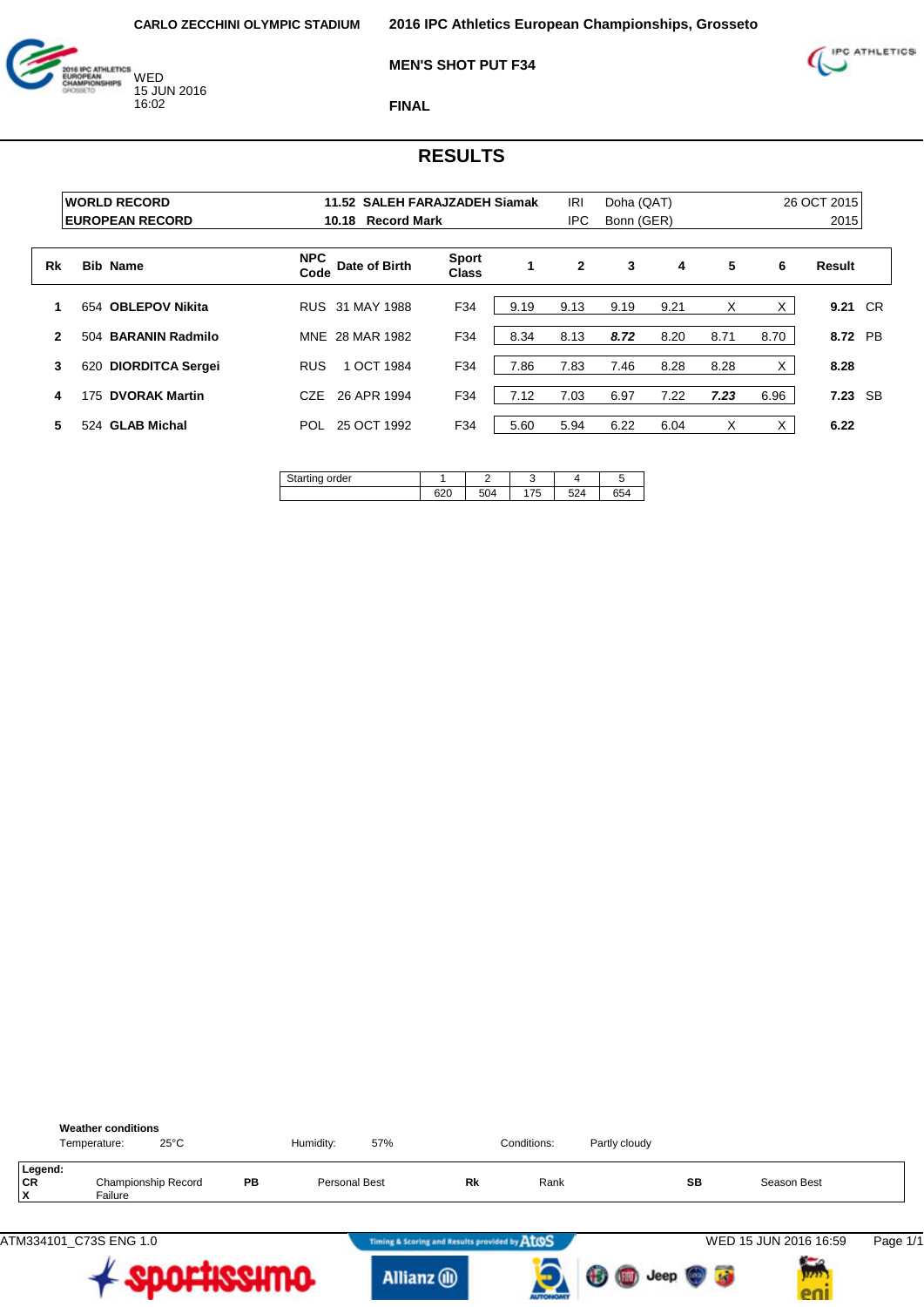CARLO ZECCHINI OLYMPIC STADIUM

WED 15 JUN 2016 16:02

# 2016 IPC Athletics European Championships, Grosseto

## MEN'S SHOT PUT F34

## FINAL

## RESULTS

| | | | | |
|---|---|---|---|---|
| WORLD RECORD | 11.52 SALEH FARAJZADEH Siamak | IRI | Doha (QAT) | 26 OCT 2015 |
| EUROPEAN RECORD | 10.18 Record Mark | IPC | Bonn (GER) | 2015 |

| Rk | Bib | Name | NPC Code | Date of Birth | Sport Class | 1 | 2 | 3 | 4 | 5 | 6 | Result | |
|---|---|---|---|---|---|---|---|---|---|---|---|---|---|
| 1 | 654 | **OBLEPOV Nikita** | RUS | 31 MAY 1988 | F34 | 9.19 | 9.13 | 9.19 | 9.21 | X | X | **9.21** | CR |
| 2 | 504 | **BARANIN Radmilo** | MNE | 28 MAR 1982 | F34 | 8.34 | 8.13 | ***8.72*** | 8.20 | 8.71 | 8.70 | **8.72** | PB |
| 3 | 620 | **DIORDITCA Sergei** | RUS | 1 OCT 1984 | F34 | 7.86 | 7.83 | 7.46 | 8.28 | 8.28 | X | **8.28** | |
| 4 | 175 | **DVORAK Martin** | CZE | 26 APR 1994 | F34 | 7.12 | 7.03 | 6.97 | 7.22 | ***7.23*** | 6.96 | **7.23** | SB |
| 5 | 524 | **GLAB Michal** | POL | 25 OCT 1992 | F34 | 5.60 | 5.94 | 6.22 | 6.04 | X | X | **6.22** | |

| Starting order | 1 | 2 | 3 | 4 | 5 |
|---|---|---|---|---|---|
| | 620 | 504 | 175 | 524 | 654 |

**Weather conditions**

Temperature: 25°C | Humidity: 57% | Conditions: Partly cloudy

**Legend:**

| | | | | | | | |
|---|---|---|---|---|---|---|---|
| **CR** | Championship Record | **PB** | Personal Best | **Rk** | Rank | **SB** | Season Best |
| **X** | Failure | | | | | | |

ATM334101_C73S ENG 1.0 WED 15 JUN 2016 16:59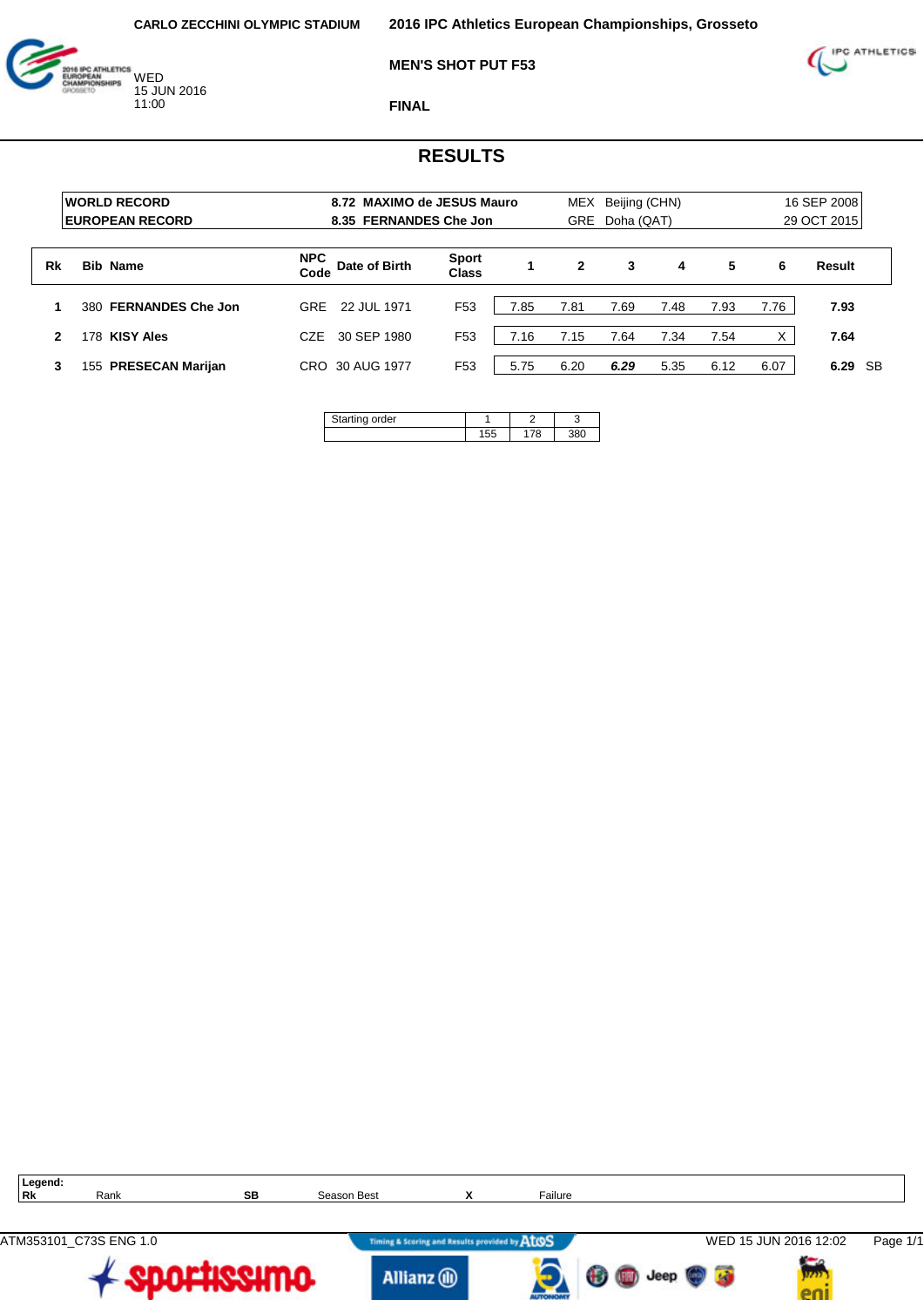CARLO ZECCHINI OLYMPIC STADIUM

WED
15 JUN 2016
11:00

# 2016 IPC Athletics European Championships, Grosseto

## MEN'S SHOT PUT F53

## FINAL

## RESULTS

| | | | | |
|---|---|---|---|---|
| **WORLD RECORD** | **8.72 MAXIMO de JESUS Mauro** | MEX | Beijing (CHN) | 16 SEP 2008 |
| **EUROPEAN RECORD** | **8.35 FERNANDES Che Jon** | GRE | Doha (QAT) | 29 OCT 2015 |

| Rk | Bib | Name | NPC Code | Date of Birth | Sport Class | 1 | 2 | 3 | 4 | 5 | 6 | Result | |
|---|---|---|---|---|---|---|---|---|---|---|---|---|---|
| 1 | 380 | **FERNANDES Che Jon** | GRE | 22 JUL 1971 | F53 | 7.85 | 7.81 | 7.69 | 7.48 | 7.93 | 7.76 | **7.93** | |
| 2 | 178 | **KISY Ales** | CZE | 30 SEP 1980 | F53 | 7.16 | 7.15 | 7.64 | 7.34 | 7.54 | X | **7.64** | |
| 3 | 155 | **PRESECAN Marijan** | CRO | 30 AUG 1977 | F53 | 5.75 | 6.20 | ***6.29*** | 5.35 | 6.12 | 6.07 | **6.29** | SB |

| Starting order | 1 | 2 | 3 |
|---|---|---|---|
| | 155 | 178 | 380 |

**Legend:**

| | | | | | |
|---|---|---|---|---|---|
| **Rk** | Rank | **SB** | Season Best | **X** | Failure |

ATM353101_C73S ENG 1.0 — WED 15 JUN 2016 12:02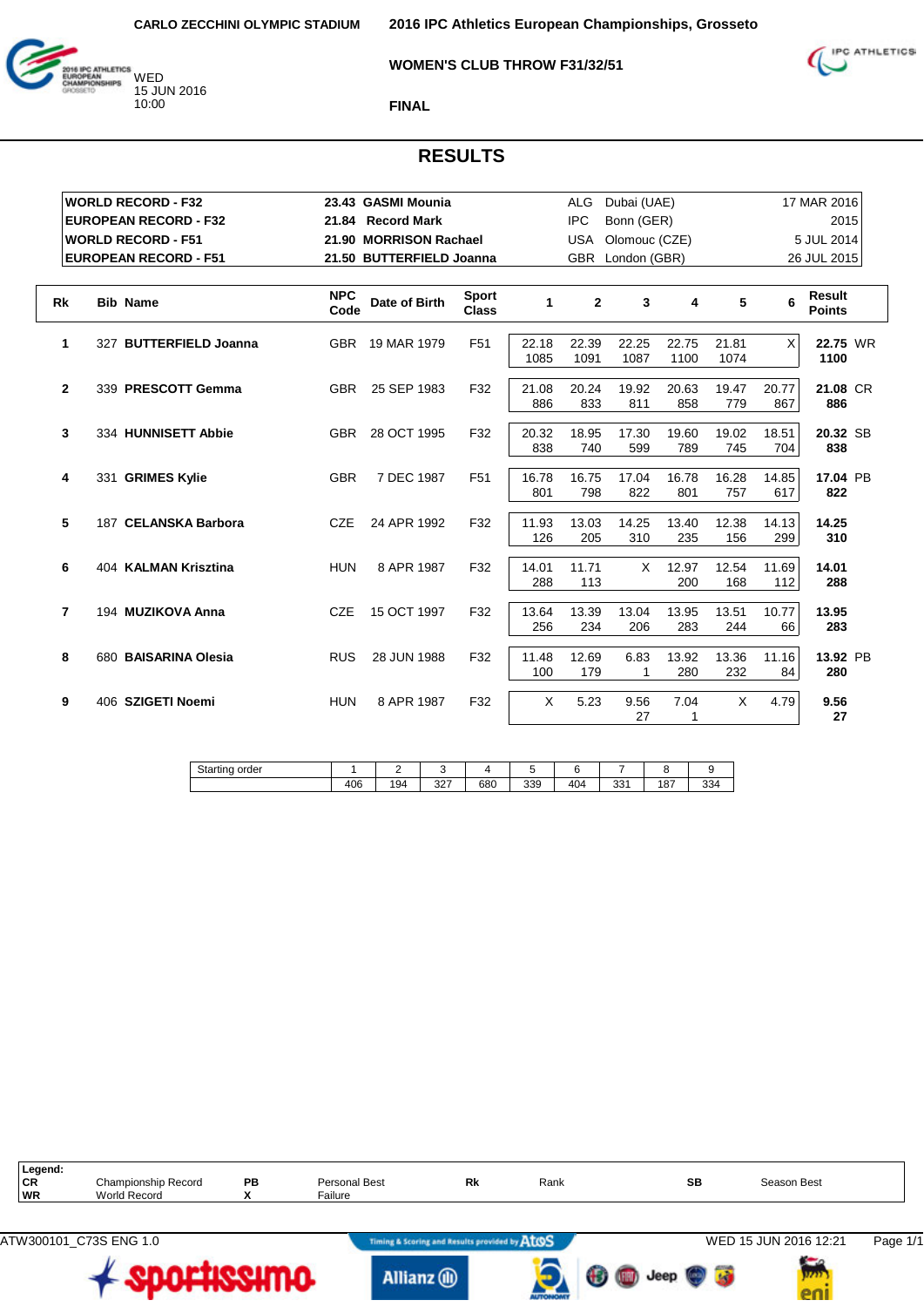CARLO ZECCHINI OLYMPIC STADIUM

WED 15 JUN 2016 10:00

# 2016 IPC Athletics European Championships, Grosseto

## WOMEN'S CLUB THROW F31/32/51

## FINAL

## RESULTS

| | | | | |
|---|---|---|---|---|
| **WORLD RECORD - F32** | **23.43 GASMI Mounia** | ALG | Dubai (UAE) | 17 MAR 2016 |
| **EUROPEAN RECORD - F32** | **21.84 Record Mark** | IPC | Bonn (GER) | 2015 |
| **WORLD RECORD - F51** | **21.90 MORRISON Rachael** | USA | Olomouc (CZE) | 5 JUL 2014 |
| **EUROPEAN RECORD - F51** | **21.50 BUTTERFIELD Joanna** | GBR | London (GBR) | 26 JUL 2015 |

| Rk | Bib | Name | NPC Code | Date of Birth | Sport Class | 1 | 2 | 3 | 4 | 5 | 6 | Result Points | |
|---|---|---|---|---|---|---|---|---|---|---|---|---|---|
| 1 | 327 | **BUTTERFIELD Joanna** | GBR | 19 MAR 1979 | F51 | 22.18 1085 | 22.39 1091 | 22.25 1087 | 22.75 1100 | 21.81 1074 | X | **22.75 1100** | WR |
| 2 | 339 | **PRESCOTT Gemma** | GBR | 25 SEP 1983 | F32 | 21.08 886 | 20.24 833 | 19.92 811 | 20.63 858 | 19.47 779 | 20.77 867 | **21.08 886** | CR |
| 3 | 334 | **HUNNISETT Abbie** | GBR | 28 OCT 1995 | F32 | 20.32 838 | 18.95 740 | 17.30 599 | 19.60 789 | 19.02 745 | 18.51 704 | **20.32 838** | SB |
| 4 | 331 | **GRIMES Kylie** | GBR | 7 DEC 1987 | F51 | 16.78 801 | 16.75 798 | 17.04 822 | 16.78 801 | 16.28 757 | 14.85 617 | **17.04 822** | PB |
| 5 | 187 | **CELANSKA Barbora** | CZE | 24 APR 1992 | F32 | 11.93 126 | 13.03 205 | 14.25 310 | 13.40 235 | 12.38 156 | 14.13 299 | **14.25 310** | |
| 6 | 404 | **KALMAN Krisztina** | HUN | 8 APR 1987 | F32 | 14.01 288 | 11.71 113 | X | 12.97 200 | 12.54 168 | 11.69 112 | **14.01 288** | |
| 7 | 194 | **MUZIKOVA Anna** | CZE | 15 OCT 1997 | F32 | 13.64 256 | 13.39 234 | 13.04 206 | 13.95 283 | 13.51 244 | 10.77 66 | **13.95 283** | |
| 8 | 680 | **BAISARINA Olesia** | RUS | 28 JUN 1988 | F32 | 11.48 100 | 12.69 179 | 6.83 1 | 13.92 280 | 13.36 232 | 11.16 84 | **13.92 280** | PB |
| 9 | 406 | **SZIGETI Noemi** | HUN | 8 APR 1987 | F32 | X | 5.23 | 9.56 27 | 7.04 1 | X | 4.79 | **9.56 27** | |

| Starting order | 1 | 2 | 3 | 4 | 5 | 6 | 7 | 8 | 9 |
|---|---|---|---|---|---|---|---|---|---|
| | 406 | 194 | 327 | 680 | 339 | 404 | 331 | 187 | 334 |

**Legend:**

| | | | | | | | |
|---|---|---|---|---|---|---|---|
| **CR** | Championship Record | **PB** | Personal Best | **Rk** | Rank | **SB** | Season Best |
| **WR** | World Record | **X** | Failure | | | | |

ATW300101_C73S ENG 1.0 — WED 15 JUN 2016 12:21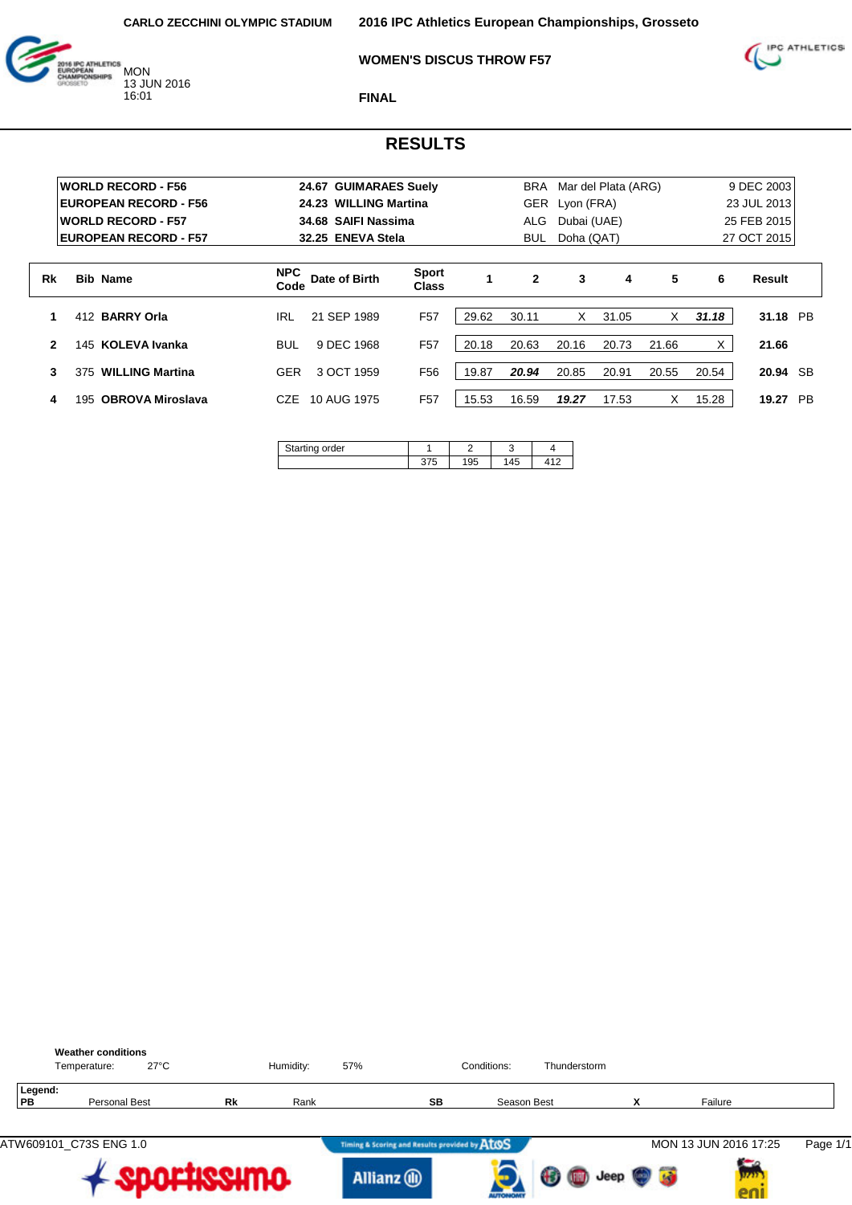CARLO ZECCHINI OLYMPIC STADIUM

MON
13 JUN 2016
16:01

# 2016 IPC Athletics European Championships, Grosseto

## WOMEN'S DISCUS THROW F57

### FINAL

## RESULTS

| | | | | |
|---|---|---|---|---|
| **WORLD RECORD - F56** | **24.67 GUIMARAES Suely** | BRA | Mar del Plata (ARG) | 9 DEC 2003 |
| **EUROPEAN RECORD - F56** | **24.23 WILLING Martina** | GER | Lyon (FRA) | 23 JUL 2013 |
| **WORLD RECORD - F57** | **34.68 SAIFI Nassima** | ALG | Dubai (UAE) | 25 FEB 2015 |
| **EUROPEAN RECORD - F57** | **32.25 ENEVA Stela** | BUL | Doha (QAT) | 27 OCT 2015 |

| Rk | Bib | Name | NPC Code | Date of Birth | Sport Class | 1 | 2 | 3 | 4 | 5 | 6 | Result | |
|---|---|---|---|---|---|---|---|---|---|---|---|---|---|
| 1 | 412 | **BARRY Orla** | IRL | 21 SEP 1989 | F57 | 29.62 | 30.11 | X | 31.05 | X | ***31.18*** | **31.18** | PB |
| 2 | 145 | **KOLEVA Ivanka** | BUL | 9 DEC 1968 | F57 | 20.18 | 20.63 | 20.16 | 20.73 | 21.66 | X | **21.66** | |
| 3 | 375 | **WILLING Martina** | GER | 3 OCT 1959 | F56 | 19.87 | ***20.94*** | 20.85 | 20.91 | 20.55 | 20.54 | **20.94** | SB |
| 4 | 195 | **OBROVA Miroslava** | CZE | 10 AUG 1975 | F57 | 15.53 | 16.59 | ***19.27*** | 17.53 | X | 15.28 | **19.27** | PB |

| Starting order | 1 | 2 | 3 | 4 |
|---|---|---|---|---|
| | 375 | 195 | 145 | 412 |

**Weather conditions**

Temperature: 27°C　Humidity: 57%　Conditions: Thunderstorm

**Legend:**

| | | | | | | | |
|---|---|---|---|---|---|---|---|
| **PB** | Personal Best | **Rk** | Rank | **SB** | Season Best | **X** | Failure |

ATW609101_C73S ENG 1.0　MON 13 JUN 2016 17:25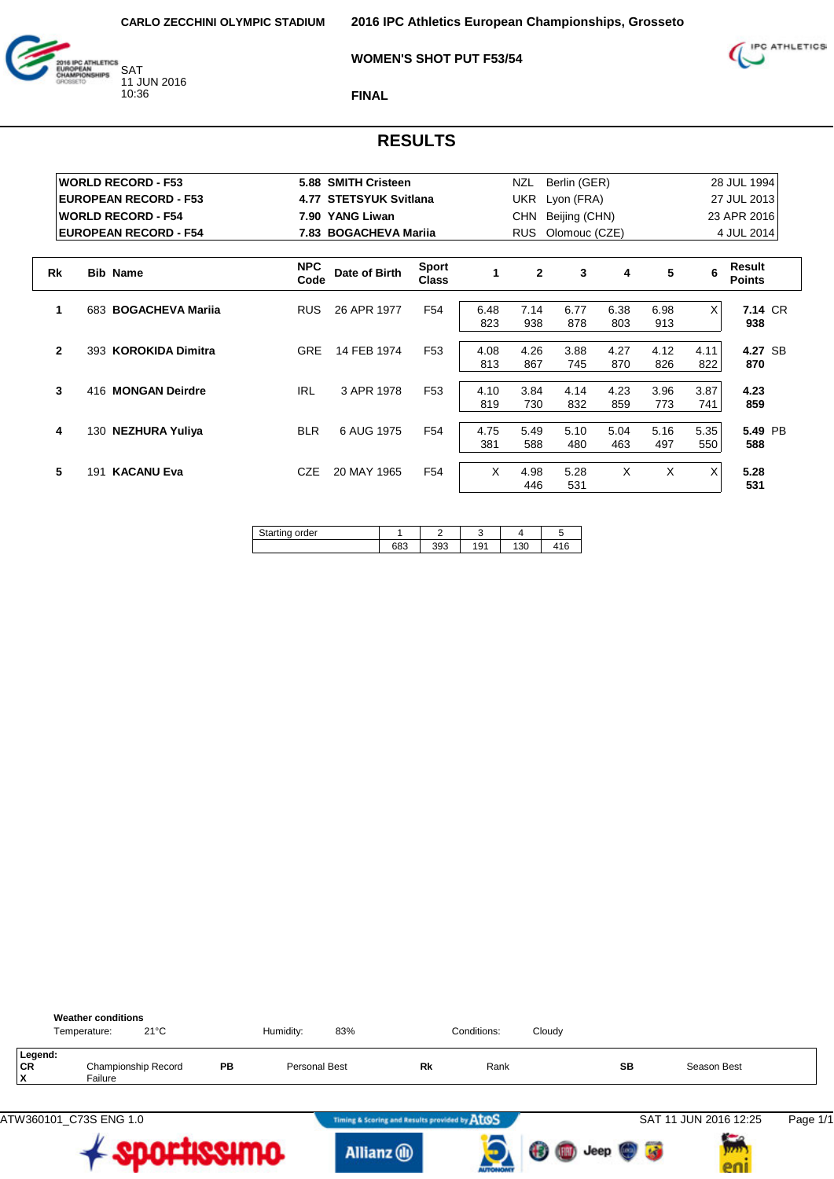CARLO ZECCHINI OLYMPIC STADIUM

SAT 11 JUN 2016 10:36

# 2016 IPC Athletics European Championships, Grosseto

## WOMEN'S SHOT PUT F53/54

## FINAL

## RESULTS

| | | | | | |
|---|---|---|---|---|---|
| **WORLD RECORD - F53** | **5.88** | **SMITH Cristeen** | NZL | Berlin (GER) | 28 JUL 1994 |
| **EUROPEAN RECORD - F53** | **4.77** | **STETSYUK Svitlana** | UKR | Lyon (FRA) | 27 JUL 2013 |
| **WORLD RECORD - F54** | **7.90** | **YANG Liwan** | CHN | Beijing (CHN) | 23 APR 2016 |
| **EUROPEAN RECORD - F54** | **7.83** | **BOGACHEVA Mariia** | RUS | Olomouc (CZE) | 4 JUL 2014 |

| Rk | Bib | Name | NPC Code | Date of Birth | Sport Class | 1 | 2 | 3 | 4 | 5 | 6 | Result Points | |
|---|---|---|---|---|---|---|---|---|---|---|---|---|---|
| 1 | 683 | **BOGACHEVA Mariia** | RUS | 26 APR 1977 | F54 | 6.48 823 | 7.14 938 | 6.77 878 | 6.38 803 | 6.98 913 | X | **7.14 938** | CR |
| 2 | 393 | **KOROKIDA Dimitra** | GRE | 14 FEB 1974 | F53 | 4.08 813 | 4.26 867 | 3.88 745 | 4.27 870 | 4.12 826 | 4.11 822 | **4.27 870** | SB |
| 3 | 416 | **MONGAN Deirdre** | IRL | 3 APR 1978 | F53 | 4.10 819 | 3.84 730 | 4.14 832 | 4.23 859 | 3.96 773 | 3.87 741 | **4.23 859** | |
| 4 | 130 | **NEZHURA Yuliya** | BLR | 6 AUG 1975 | F54 | 4.75 381 | 5.49 588 | 5.10 480 | 5.04 463 | 5.16 497 | 5.35 550 | **5.49 588** | PB |
| 5 | 191 | **KACANU Eva** | CZE | 20 MAY 1965 | F54 | X | 4.98 446 | 5.28 531 | X | X | X | **5.28 531** | |

| Starting order | 1 | 2 | 3 | 4 | 5 |
|---|---|---|---|---|---|
| | 683 | 393 | 191 | 130 | 416 |

**Weather conditions**

Temperature: 21°C Humidity: 83% Conditions: Cloudy

**Legend:**

| | | | | | | | |
|---|---|---|---|---|---|---|---|
| **CR** | Championship Record | **PB** | Personal Best | **Rk** | Rank | **SB** | Season Best |
| **X** | Failure | | | | | | |

ATW360101_C73S ENG 1.0 — Timing & Scoring and Results provided by AtoS — SAT 11 JUN 2016 12:25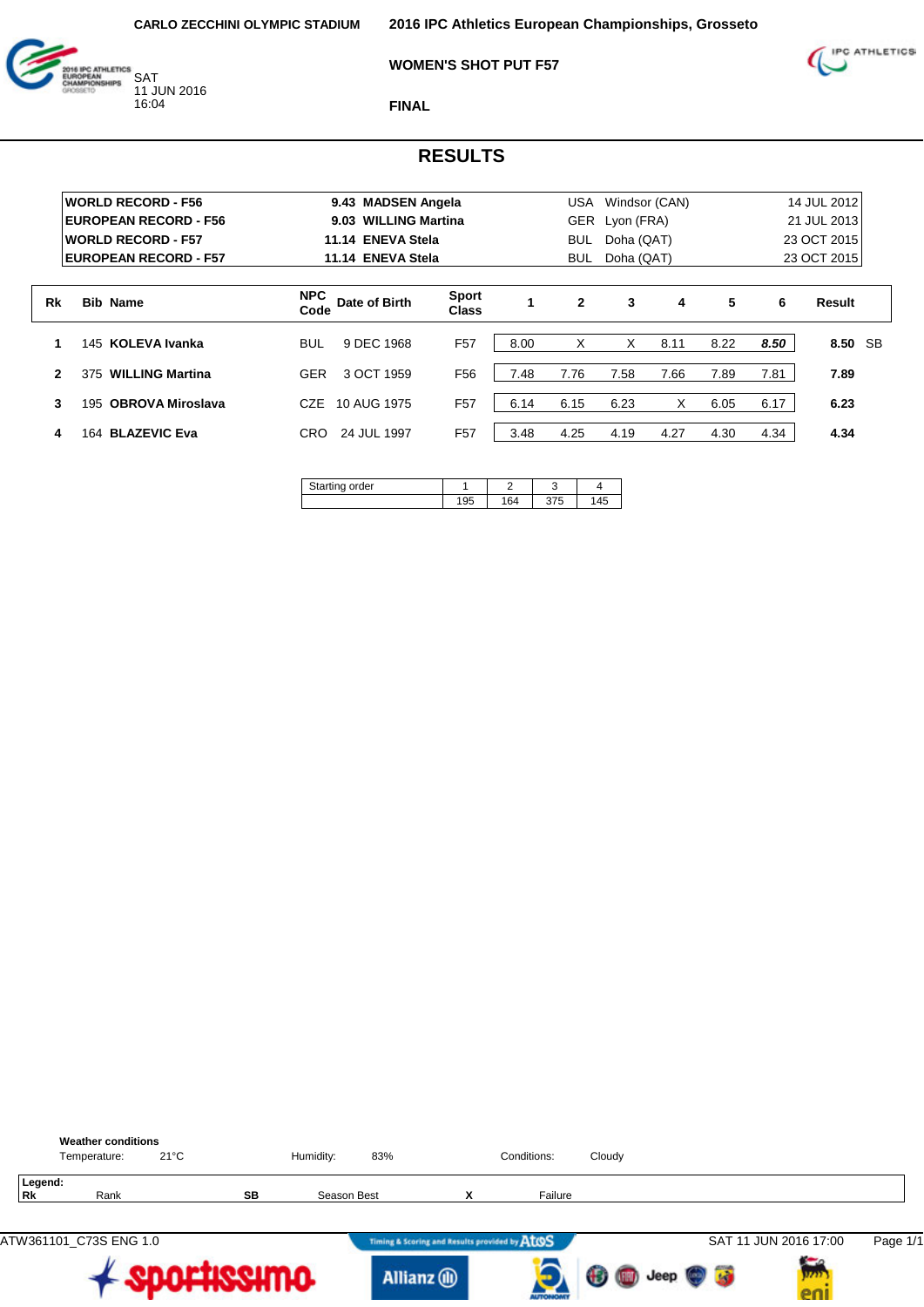CARLO ZECCHINI OLYMPIC STADIUM

# 2016 IPC Athletics European Championships, Grosseto

SAT
11 JUN 2016
16:04

## WOMEN'S SHOT PUT F57

**FINAL**

## RESULTS

| | | | | | |
|---|---|---|---|---|---|
| **WORLD RECORD - F56** | **9.43** | **MADSEN Angela** | USA | Windsor (CAN) | 14 JUL 2012 |
| **EUROPEAN RECORD - F56** | **9.03** | **WILLING Martina** | GER | Lyon (FRA) | 21 JUL 2013 |
| **WORLD RECORD - F57** | **11.14** | **ENEVA Stela** | BUL | Doha (QAT) | 23 OCT 2015 |
| **EUROPEAN RECORD - F57** | **11.14** | **ENEVA Stela** | BUL | Doha (QAT) | 23 OCT 2015 |

| Rk | Bib | Name | NPC Code | Date of Birth | Sport Class | 1 | 2 | 3 | 4 | 5 | 6 | Result | |
|---|---|---|---|---|---|---|---|---|---|---|---|---|---|
| 1 | 145 | **KOLEVA Ivanka** | BUL | 9 DEC 1968 | F57 | 8.00 | X | X | 8.11 | 8.22 | ***8.50*** | **8.50** | SB |
| 2 | 375 | **WILLING Martina** | GER | 3 OCT 1959 | F56 | 7.48 | 7.76 | 7.58 | 7.66 | 7.89 | 7.81 | **7.89** | |
| 3 | 195 | **OBROVA Miroslava** | CZE | 10 AUG 1975 | F57 | 6.14 | 6.15 | 6.23 | X | 6.05 | 6.17 | **6.23** | |
| 4 | 164 | **BLAZEVIC Eva** | CRO | 24 JUL 1997 | F57 | 3.48 | 4.25 | 4.19 | 4.27 | 4.30 | 4.34 | **4.34** | |

| Starting order | 1 | 2 | 3 | 4 |
|---|---|---|---|---|
| | 195 | 164 | 375 | 145 |

**Weather conditions**
Temperature: 21°C  Humidity: 83%  Conditions: Cloudy

**Legend:**
**Rk** Rank  **SB** Season Best  **X** Failure

ATW361101_C73S ENG 1.0  SAT 11 JUN 2016 17:00